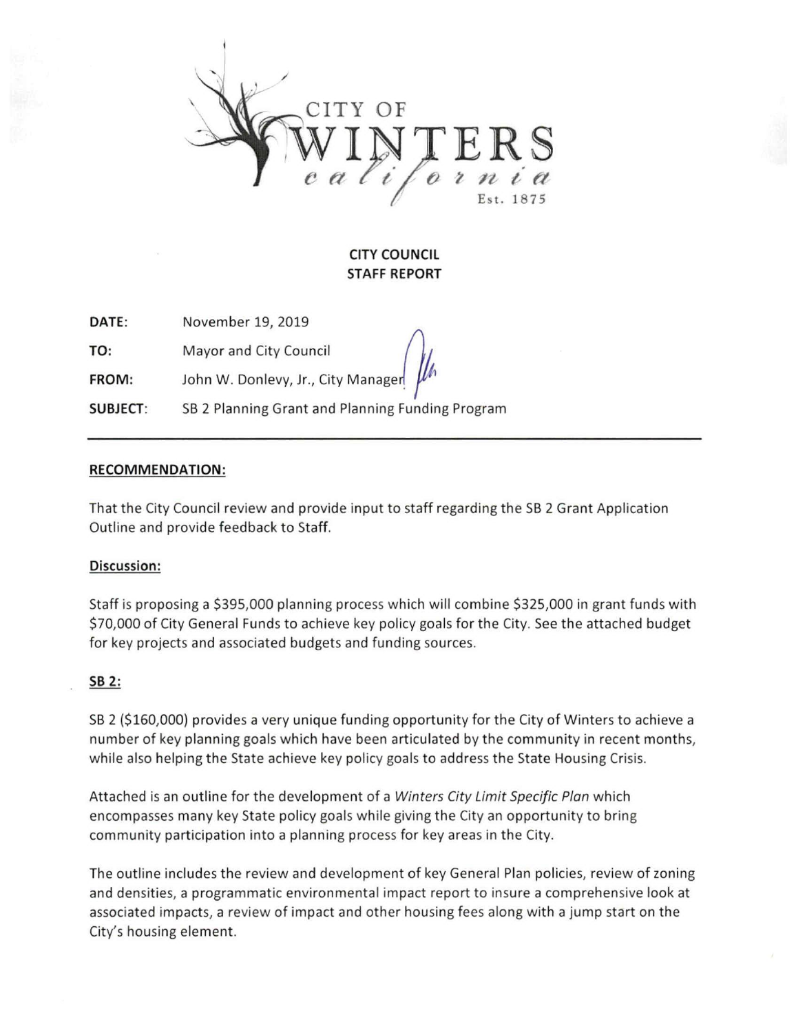CITY OF
WINTERS
california
Est. 1875

**CITY COUNCIL**
**STAFF REPORT**

**DATE:** November 19, 2019

**TO:** Mayor and City Council

**FROM:** John W. Donlevy, Jr., City Manager

**SUBJECT:** SB 2 Planning Grant and Planning Funding Program

---

**RECOMMENDATION:**

That the City Council review and provide input to staff regarding the SB 2 Grant Application Outline and provide feedback to Staff.

**Discussion:**

Staff is proposing a $395,000 planning process which will combine $325,000 in grant funds with $70,000 of City General Funds to achieve key policy goals for the City. See the attached budget for key projects and associated budgets and funding sources.

**SB 2:**

SB 2 ($160,000) provides a very unique funding opportunity for the City of Winters to achieve a number of key planning goals which have been articulated by the community in recent months, while also helping the State achieve key policy goals to address the State Housing Crisis.

Attached is an outline for the development of a *Winters City Limit Specific Plan* which encompasses many key State policy goals while giving the City an opportunity to bring community participation into a planning process for key areas in the City.

The outline includes the review and development of key General Plan policies, review of zoning and densities, a programmatic environmental impact report to insure a comprehensive look at associated impacts, a review of impact and other housing fees along with a jump start on the City's housing element.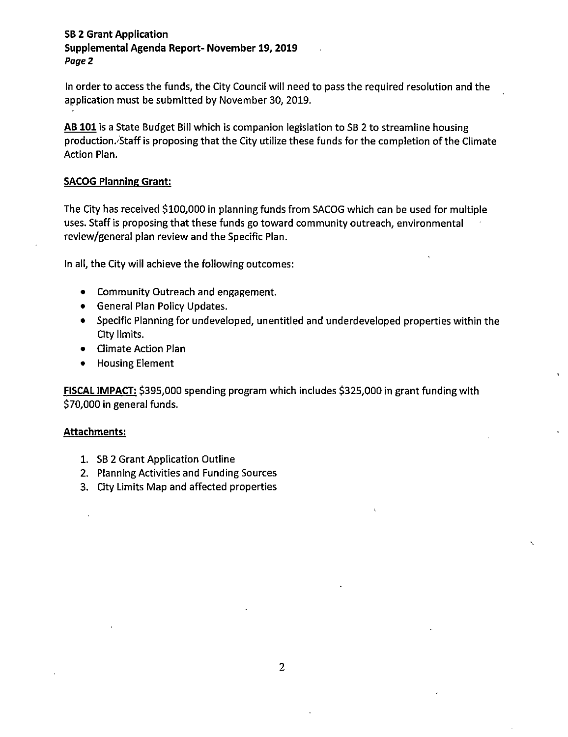In order to access the funds, the City Council will need to pass the required resolution and the application must be submitted by November 30, 2019.

**AB 101** is a State Budget Bill which is companion legislation to SB 2 to streamline housing production. Staff is proposing that the City utilize these funds for the completion of the Climate Action Plan.

**SACOG Planning Grant:**

The City has received $100,000 in planning funds from SACOG which can be used for multiple uses. Staff is proposing that these funds go toward community outreach, environmental review/general plan review and the Specific Plan.

In all, the City will achieve the following outcomes:

- Community Outreach and engagement.
- General Plan Policy Updates.
- Specific Planning for undeveloped, unentitled and underdeveloped properties within the City limits.
- Climate Action Plan
- Housing Element

**FISCAL IMPACT:** $395,000 spending program which includes $325,000 in grant funding with $70,000 in general funds.

**Attachments:**

1. SB 2 Grant Application Outline
2. Planning Activities and Funding Sources
3. City Limits Map and affected properties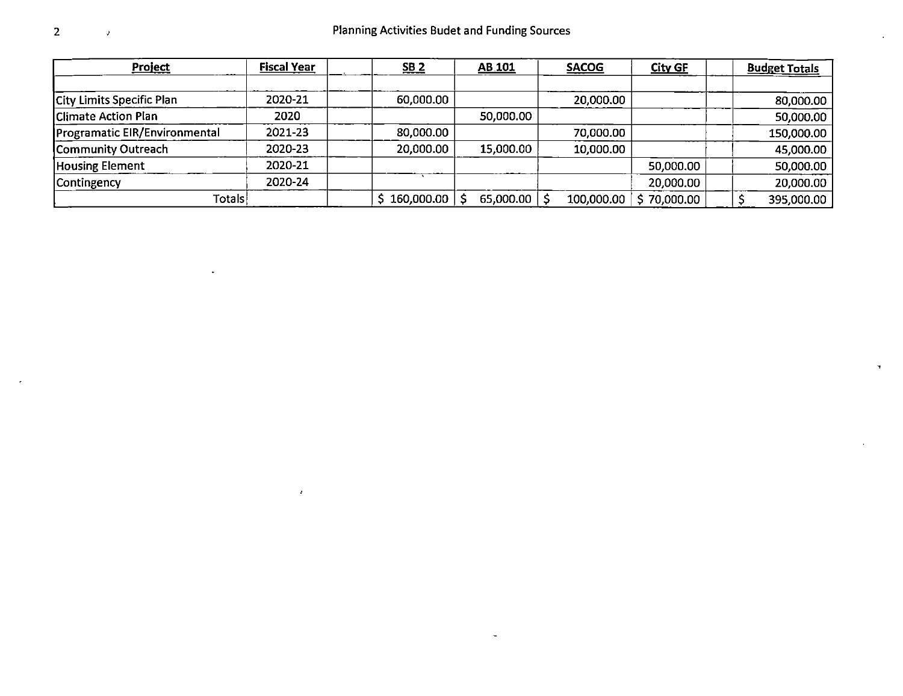## Planning Activities Budet and Funding Sources

| Project | Fiscal Year | | SB 2 | AB 101 | SACOG | City GF | | Budget Totals |
|---|---|---|---|---|---|---|---|---|
| | | | | | | | | |
| City Limits Specific Plan | 2020-21 | | 60,000.00 | | 20,000.00 | | | 80,000.00 |
| Climate Action Plan | 2020 | | | 50,000.00 | | | | 50,000.00 |
| Programatic EIR/Environmental | 2021-23 | | 80,000.00 | | 70,000.00 | | | 150,000.00 |
| Community Outreach | 2020-23 | | 20,000.00 | 15,000.00 | 10,000.00 | | | 45,000.00 |
| Housing Element | 2020-21 | | | | | 50,000.00 | | 50,000.00 |
| Contingency | 2020-24 | | | | | 20,000.00 | | 20,000.00 |
| Totals | | | $ 160,000.00 | $ 65,000.00 | $ 100,000.00 | $ 70,000.00 | | $ 395,000.00 |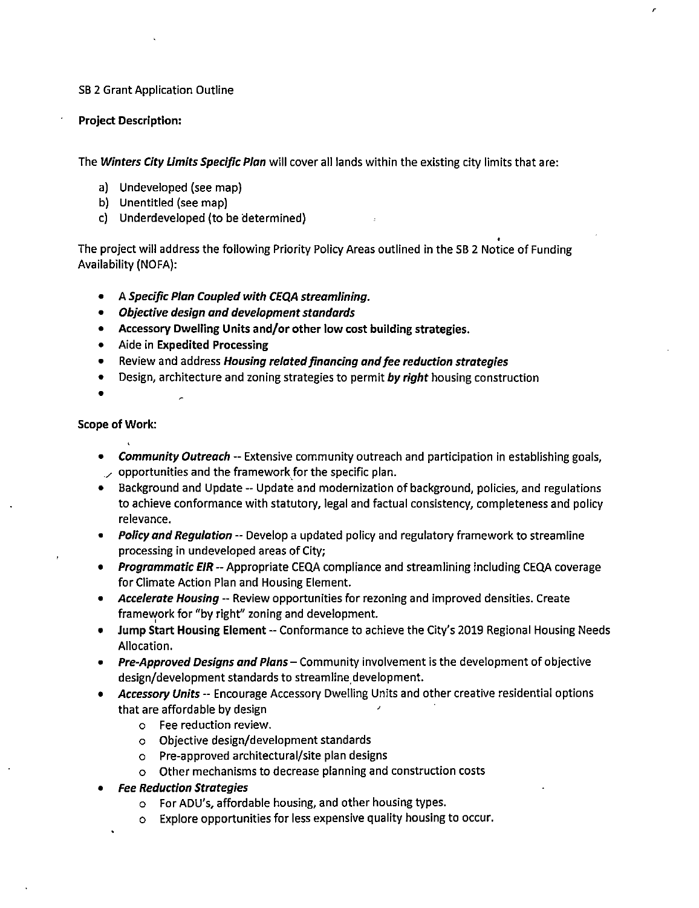SB 2 Grant Application Outline

**Project Description:**

The ***Winters City Limits Specific Plan*** will cover all lands within the existing city limits that are:

a) Undeveloped (see map)
b) Unentitled (see map)
c) Underdeveloped (to be determined)

The project will address the following Priority Policy Areas outlined in the SB 2 Notice of Funding Availability (NOFA):

- A ***Specific Plan Coupled with CEQA streamlining.***
- ***Objective design and development standards***
- **Accessory Dwelling Units and/or other low cost building strategies.**
- Aide in **Expedited Processing**
- Review and address ***Housing related financing and fee reduction strategies***
- Design, architecture and zoning strategies to permit ***by right*** housing construction
-

**Scope of Work:**

- ***Community Outreach*** -- Extensive community outreach and participation in establishing goals, opportunities and the framework for the specific plan.
- Background and Update -- Update and modernization of background, policies, and regulations to achieve conformance with statutory, legal and factual consistency, completeness and policy relevance.
- ***Policy and Regulation*** -- Develop a updated policy and regulatory framework to streamline processing in undeveloped areas of City;
- ***Programmatic EIR*** -- Appropriate CEQA compliance and streamlining including CEQA coverage for Climate Action Plan and Housing Element.
- ***Accelerate Housing*** -- Review opportunities for rezoning and improved densities. Create framework for "by right" zoning and development.
- **Jump Start Housing Element** -- Conformance to achieve the City's 2019 Regional Housing Needs Allocation.
- ***Pre-Approved Designs and Plans*** – Community involvement is the development of objective design/development standards to streamline development.
- ***Accessory Units*** -- Encourage Accessory Dwelling Units and other creative residential options that are affordable by design
  - Fee reduction review.
  - Objective design/development standards
  - Pre-approved architectural/site plan designs
  - Other mechanisms to decrease planning and construction costs
- ***Fee Reduction Strategies***
  - For ADU's, affordable housing, and other housing types.
  - Explore opportunities for less expensive quality housing to occur.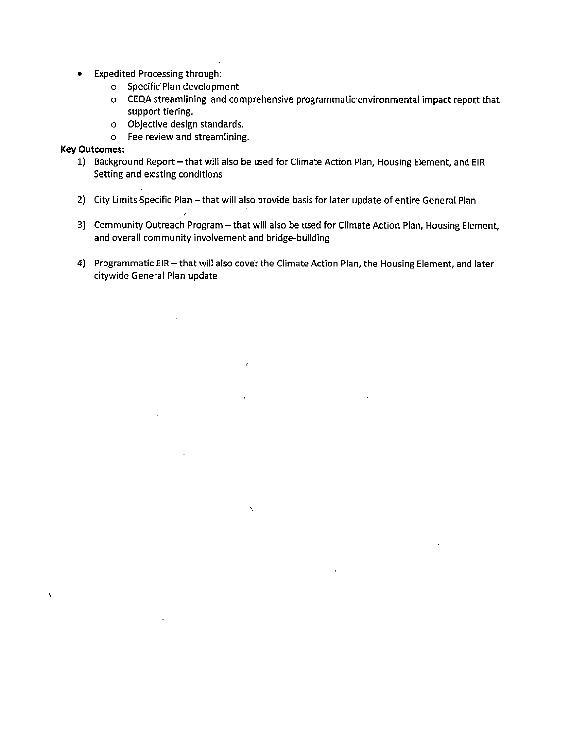- Expedited Processing through:
  - Specific Plan development
  - CEQA streamlining and comprehensive programmatic environmental impact report that support tiering.
  - Objective design standards.
  - Fee review and streamlining.

**Key Outcomes:**

1) Background Report – that will also be used for Climate Action Plan, Housing Element, and EIR Setting and existing conditions

2) City Limits Specific Plan – that will also provide basis for later update of entire General Plan

3) Community Outreach Program – that will also be used for Climate Action Plan, Housing Element, and overall community involvement and bridge-building

4) Programmatic EIR – that will also cover the Climate Action Plan, the Housing Element, and later citywide General Plan update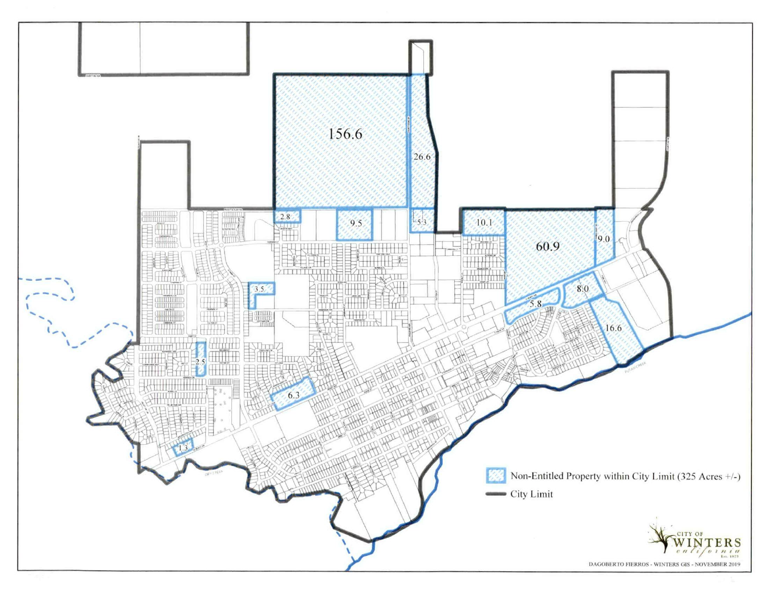156.6

26.6

2.8

9.5

5.3

10.1

60.9

9.0

3.5

8.0

5.8

16.6

2.5

6.3

1.3

Non-Entitled Property within City Limit (325 Acres +/-)

City Limit

CITY OF WINTERS california Est. 1875

DAGOBERTO FIERROS - WINTERS GIS - NOVEMBER 2019